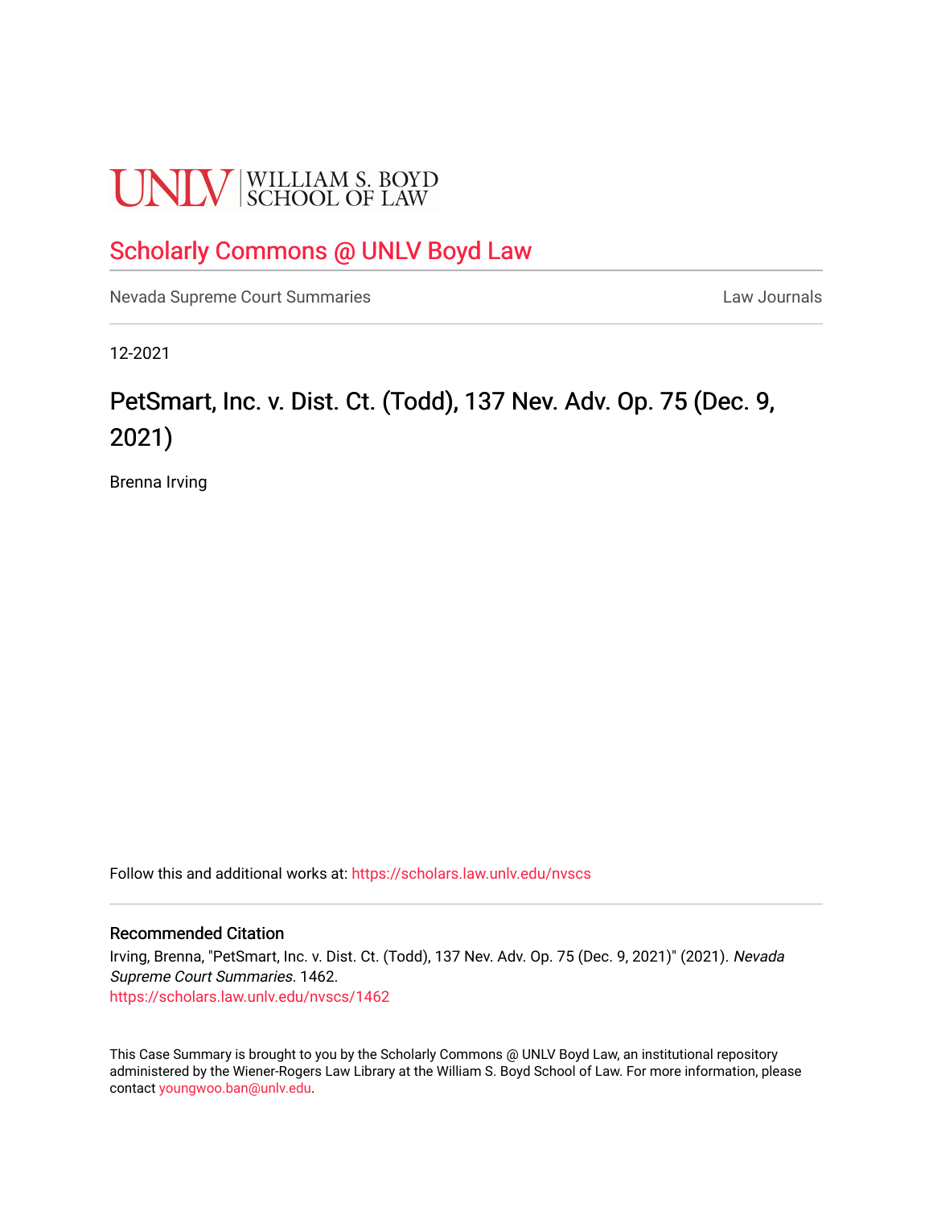UNLV | WILLIAM S. BOYD SCHOOL OF LAW

# Scholarly Commons @ UNLV Boyd Law

Nevada Supreme Court Summaries | Law Journals

12-2021

## PetSmart, Inc. v. Dist. Ct. (Todd), 137 Nev. Adv. Op. 75 (Dec. 9, 2021)

Brenna Irving

Follow this and additional works at: https://scholars.law.unlv.edu/nvscs

### Recommended Citation

Irving, Brenna, "PetSmart, Inc. v. Dist. Ct. (Todd), 137 Nev. Adv. Op. 75 (Dec. 9, 2021)" (2021). *Nevada Supreme Court Summaries*. 1462.
https://scholars.law.unlv.edu/nvscs/1462

This Case Summary is brought to you by the Scholarly Commons @ UNLV Boyd Law, an institutional repository administered by the Wiener-Rogers Law Library at the William S. Boyd School of Law. For more information, please contact youngwoo.ban@unlv.edu.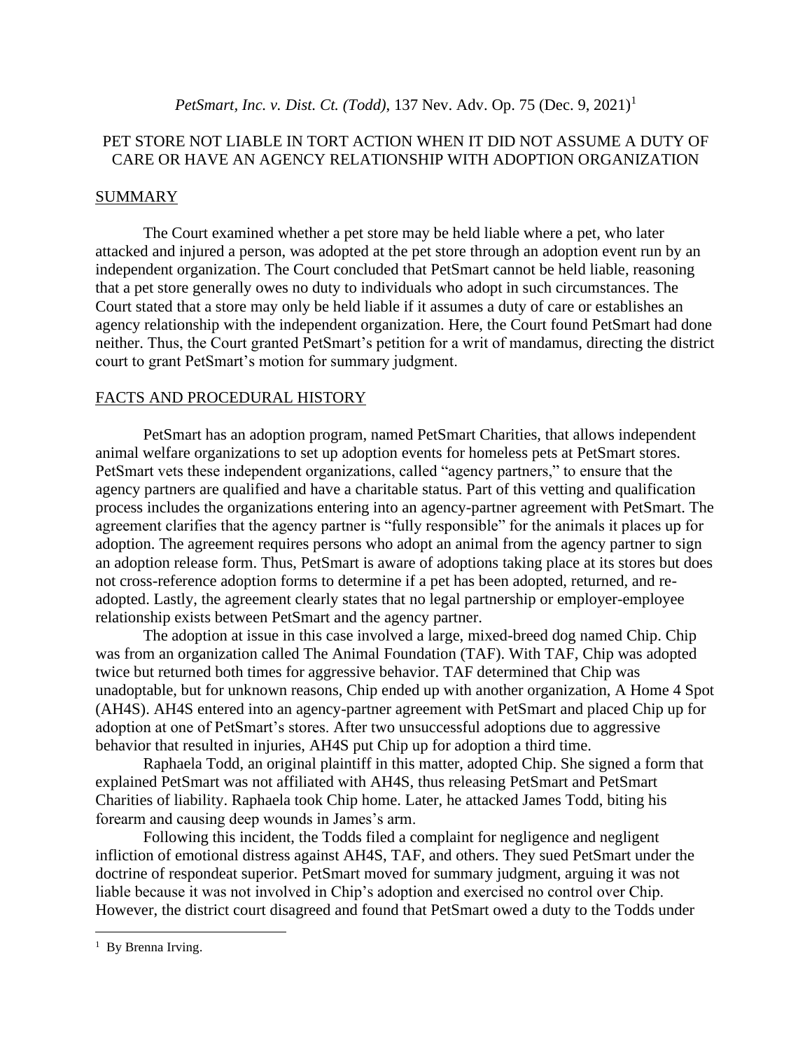*PetSmart, Inc. v. Dist. Ct. (Todd)*, 137 Nev. Adv. Op. 75 (Dec. 9, 2021)[1]

PET STORE NOT LIABLE IN TORT ACTION WHEN IT DID NOT ASSUME A DUTY OF CARE OR HAVE AN AGENCY RELATIONSHIP WITH ADOPTION ORGANIZATION

## SUMMARY

The Court examined whether a pet store may be held liable where a pet, who later attacked and injured a person, was adopted at the pet store through an adoption event run by an independent organization. The Court concluded that PetSmart cannot be held liable, reasoning that a pet store generally owes no duty to individuals who adopt in such circumstances. The Court stated that a store may only be held liable if it assumes a duty of care or establishes an agency relationship with the independent organization. Here, the Court found PetSmart had done neither. Thus, the Court granted PetSmart's petition for a writ of mandamus, directing the district court to grant PetSmart's motion for summary judgment.

## FACTS AND PROCEDURAL HISTORY

PetSmart has an adoption program, named PetSmart Charities, that allows independent animal welfare organizations to set up adoption events for homeless pets at PetSmart stores. PetSmart vets these independent organizations, called "agency partners," to ensure that the agency partners are qualified and have a charitable status. Part of this vetting and qualification process includes the organizations entering into an agency-partner agreement with PetSmart. The agreement clarifies that the agency partner is "fully responsible" for the animals it places up for adoption. The agreement requires persons who adopt an animal from the agency partner to sign an adoption release form. Thus, PetSmart is aware of adoptions taking place at its stores but does not cross-reference adoption forms to determine if a pet has been adopted, returned, and re-adopted. Lastly, the agreement clearly states that no legal partnership or employer-employee relationship exists between PetSmart and the agency partner.

The adoption at issue in this case involved a large, mixed-breed dog named Chip. Chip was from an organization called The Animal Foundation (TAF). With TAF, Chip was adopted twice but returned both times for aggressive behavior. TAF determined that Chip was unadoptable, but for unknown reasons, Chip ended up with another organization, A Home 4 Spot (AH4S). AH4S entered into an agency-partner agreement with PetSmart and placed Chip up for adoption at one of PetSmart's stores. After two unsuccessful adoptions due to aggressive behavior that resulted in injuries, AH4S put Chip up for adoption a third time.

Raphaela Todd, an original plaintiff in this matter, adopted Chip. She signed a form that explained PetSmart was not affiliated with AH4S, thus releasing PetSmart and PetSmart Charities of liability. Raphaela took Chip home. Later, he attacked James Todd, biting his forearm and causing deep wounds in James's arm.

Following this incident, the Todds filed a complaint for negligence and negligent infliction of emotional distress against AH4S, TAF, and others. They sued PetSmart under the doctrine of respondeat superior. PetSmart moved for summary judgment, arguing it was not liable because it was not involved in Chip's adoption and exercised no control over Chip. However, the district court disagreed and found that PetSmart owed a duty to the Todds under

[1] By Brenna Irving.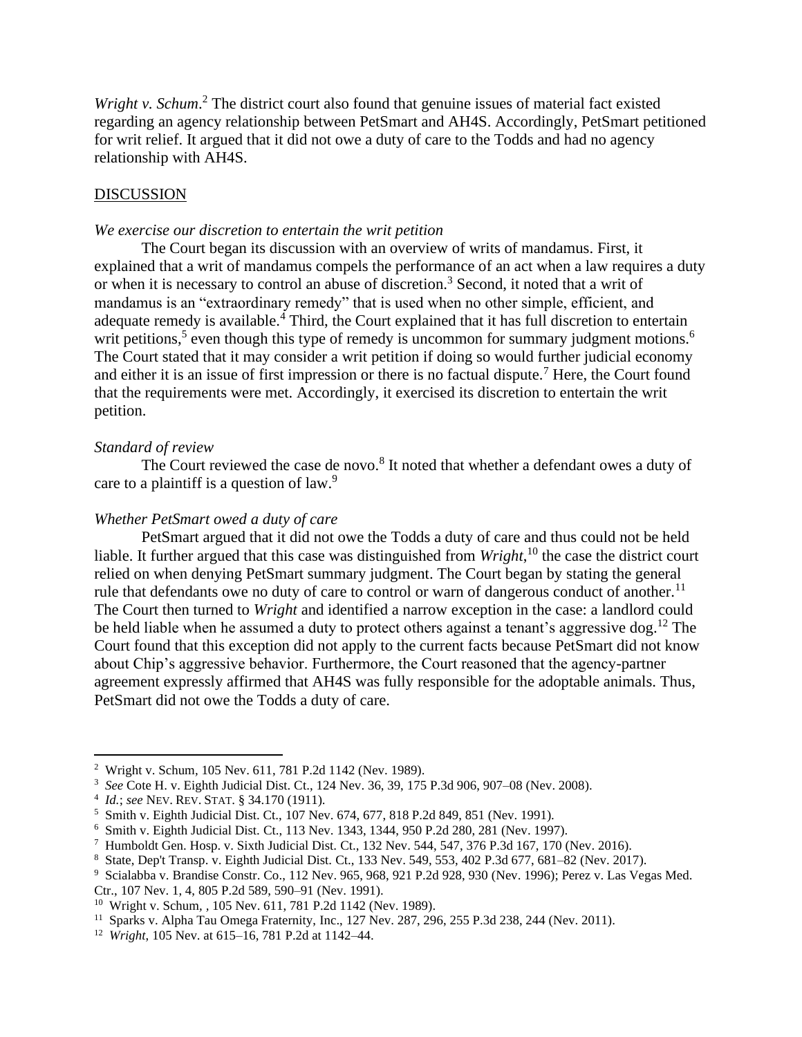*Wright v. Schum*.[2] The district court also found that genuine issues of material fact existed regarding an agency relationship between PetSmart and AH4S. Accordingly, PetSmart petitioned for writ relief. It argued that it did not owe a duty of care to the Todds and had no agency relationship with AH4S.

DISCUSSION

*We exercise our discretion to entertain the writ petition*

The Court began its discussion with an overview of writs of mandamus. First, it explained that a writ of mandamus compels the performance of an act when a law requires a duty or when it is necessary to control an abuse of discretion.[3] Second, it noted that a writ of mandamus is an "extraordinary remedy" that is used when no other simple, efficient, and adequate remedy is available.[4] Third, the Court explained that it has full discretion to entertain writ petitions,[5] even though this type of remedy is uncommon for summary judgment motions.[6] The Court stated that it may consider a writ petition if doing so would further judicial economy and either it is an issue of first impression or there is no factual dispute.[7] Here, the Court found that the requirements were met. Accordingly, it exercised its discretion to entertain the writ petition.

*Standard of review*

The Court reviewed the case de novo.[8] It noted that whether a defendant owes a duty of care to a plaintiff is a question of law.[9]

*Whether PetSmart owed a duty of care*

PetSmart argued that it did not owe the Todds a duty of care and thus could not be held liable. It further argued that this case was distinguished from *Wright*,[10] the case the district court relied on when denying PetSmart summary judgment. The Court began by stating the general rule that defendants owe no duty of care to control or warn of dangerous conduct of another.[11] The Court then turned to *Wright* and identified a narrow exception in the case: a landlord could be held liable when he assumed a duty to protect others against a tenant's aggressive dog.[12] The Court found that this exception did not apply to the current facts because PetSmart did not know about Chip's aggressive behavior. Furthermore, the Court reasoned that the agency-partner agreement expressly affirmed that AH4S was fully responsible for the adoptable animals. Thus, PetSmart did not owe the Todds a duty of care.

---

[2] Wright v. Schum, 105 Nev. 611, 781 P.2d 1142 (Nev. 1989).

[3] *See* Cote H. v. Eighth Judicial Dist. Ct., 124 Nev. 36, 39, 175 P.3d 906, 907–08 (Nev. 2008).

[4] *Id.*; *see* NEV. REV. STAT. § 34.170 (1911).

[5] Smith v. Eighth Judicial Dist. Ct., 107 Nev. 674, 677, 818 P.2d 849, 851 (Nev. 1991).

[6] Smith v. Eighth Judicial Dist. Ct., 113 Nev. 1343, 1344, 950 P.2d 280, 281 (Nev. 1997).

[7] Humboldt Gen. Hosp. v. Sixth Judicial Dist. Ct., 132 Nev. 544, 547, 376 P.3d 167, 170 (Nev. 2016).

[8] State, Dep't Transp. v. Eighth Judicial Dist. Ct., 133 Nev. 549, 553, 402 P.3d 677, 681–82 (Nev. 2017).

[9] Scialabba v. Brandise Constr. Co., 112 Nev. 965, 968, 921 P.2d 928, 930 (Nev. 1996); Perez v. Las Vegas Med. Ctr., 107 Nev. 1, 4, 805 P.2d 589, 590–91 (Nev. 1991).

[10] Wright v. Schum, , 105 Nev. 611, 781 P.2d 1142 (Nev. 1989).

[11] Sparks v. Alpha Tau Omega Fraternity, Inc., 127 Nev. 287, 296, 255 P.3d 238, 244 (Nev. 2011).

[12] *Wright*, 105 Nev. at 615–16, 781 P.2d at 1142–44.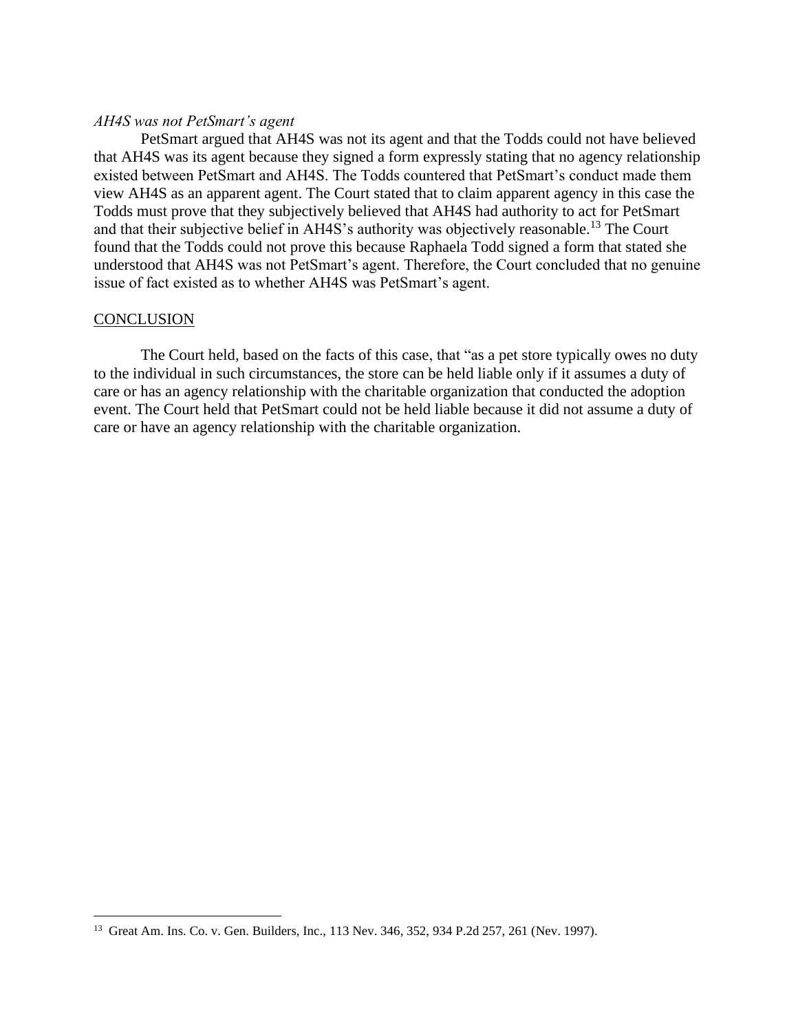*AH4S was not PetSmart's agent*

PetSmart argued that AH4S was not its agent and that the Todds could not have believed that AH4S was its agent because they signed a form expressly stating that no agency relationship existed between PetSmart and AH4S. The Todds countered that PetSmart's conduct made them view AH4S as an apparent agent. The Court stated that to claim apparent agency in this case the Todds must prove that they subjectively believed that AH4S had authority to act for PetSmart and that their subjective belief in AH4S's authority was objectively reasonable.[13] The Court found that the Todds could not prove this because Raphaela Todd signed a form that stated she understood that AH4S was not PetSmart's agent. Therefore, the Court concluded that no genuine issue of fact existed as to whether AH4S was PetSmart's agent.

## CONCLUSION

The Court held, based on the facts of this case, that "as a pet store typically owes no duty to the individual in such circumstances, the store can be held liable only if it assumes a duty of care or has an agency relationship with the charitable organization that conducted the adoption event. The Court held that PetSmart could not be held liable because it did not assume a duty of care or have an agency relationship with the charitable organization.

---

[13] Great Am. Ins. Co. v. Gen. Builders, Inc., 113 Nev. 346, 352, 934 P.2d 257, 261 (Nev. 1997).